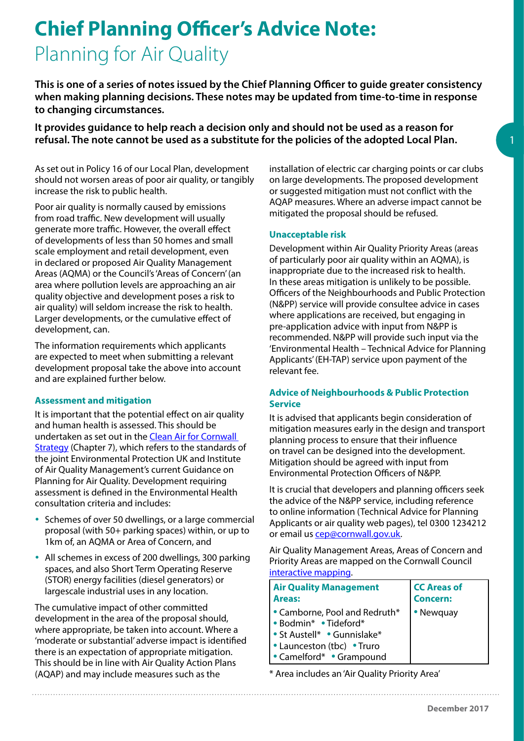# Chief Planning Officer's Advice Note: Planning for Air Quality

**This is one of a series of notes issued by the Chief Planning Officer to guide greater consistency when making planning decisions. These notes may be updated from time-to-time in response to changing circumstances.**

**It provides guidance to help reach a decision only and should not be used as a reason for refusal. The note cannot be used as a substitute for the policies of the adopted Local Plan.**

As set out in Policy 16 of our Local Plan, development should not worsen areas of poor air quality, or tangibly increase the risk to public health.

Poor air quality is normally caused by emissions from road traffic. New development will usually generate more traffic. However, the overall effect of developments of less than 50 homes and small scale employment and retail development, even in declared or proposed Air Quality Management Areas (AQMA) or the Council's 'Areas of Concern' (an area where pollution levels are approaching an air quality objective and development poses a risk to air quality) will seldom increase the risk to health. Larger developments, or the cumulative effect of development, can.

The information requirements which applicants are expected to meet when submitting a relevant development proposal take the above into account and are explained further below.

### Assessment and mitigation

It is important that the potential effect on air quality and human health is assessed. This should be undertaken as set out in the Clean Air for Cornwall Strategy (Chapter 7), which refers to the standards of the joint Environmental Protection UK and Institute of Air Quality Management's current Guidance on Planning for Air Quality. Development requiring assessment is defined in the Environmental Health consultation criteria and includes:

- Schemes of over 50 dwellings, or a large commercial proposal (with 50+ parking spaces) within, or up to 1km of, an AQMA or Area of Concern, and
- All schemes in excess of 200 dwellings, 300 parking spaces, and also Short Term Operating Reserve (STOR) energy facilities (diesel generators) or largescale industrial uses in any location.

The cumulative impact of other committed development in the area of the proposal should, where appropriate, be taken into account. Where a 'moderate or substantial' adverse impact is identified there is an expectation of appropriate mitigation. This should be in line with Air Quality Action Plans (AQAP) and may include measures such as the installation of electric car charging points or car clubs on large developments. The proposed development or suggested mitigation must not conflict with the AQAP measures. Where an adverse impact cannot be mitigated the proposal should be refused.

### Unacceptable risk

Development within Air Quality Priority Areas (areas of particularly poor air quality within an AQMA), is inappropriate due to the increased risk to health. In these areas mitigation is unlikely to be possible. Officers of the Neighbourhoods and Public Protection (N&PP) service will provide consultee advice in cases where applications are received, but engaging in pre-application advice with input from N&PP is recommended. N&PP will provide such input via the 'Environmental Health – Technical Advice for Planning Applicants' (EH-TAP) service upon payment of the relevant fee.

### Advice of Neighbourhoods & Public Protection Service

It is advised that applicants begin consideration of mitigation measures early in the design and transport planning process to ensure that their influence on travel can be designed into the development. Mitigation should be agreed with input from Environmental Protection Officers of N&PP.

It is crucial that developers and planning officers seek the advice of the N&PP service, including reference to online information (Technical Advice for Planning Applicants or air quality web pages), tel 0300 1234212 or email us cep@cornwall.gov.uk.

Air Quality Management Areas, Areas of Concern and Priority Areas are mapped on the Cornwall Council interactive mapping.

| Air Quality Management Areas: | CC Areas of Concern: |
|---|---|
| • Camborne, Pool and Redruth*<br>• Bodmin* • Tideford*<br>• St Austell* • Gunnislake*<br>• Launceston (tbc) • Truro<br>• Camelford* • Grampound | • Newquay |

\* Area includes an 'Air Quality Priority Area'

December 2017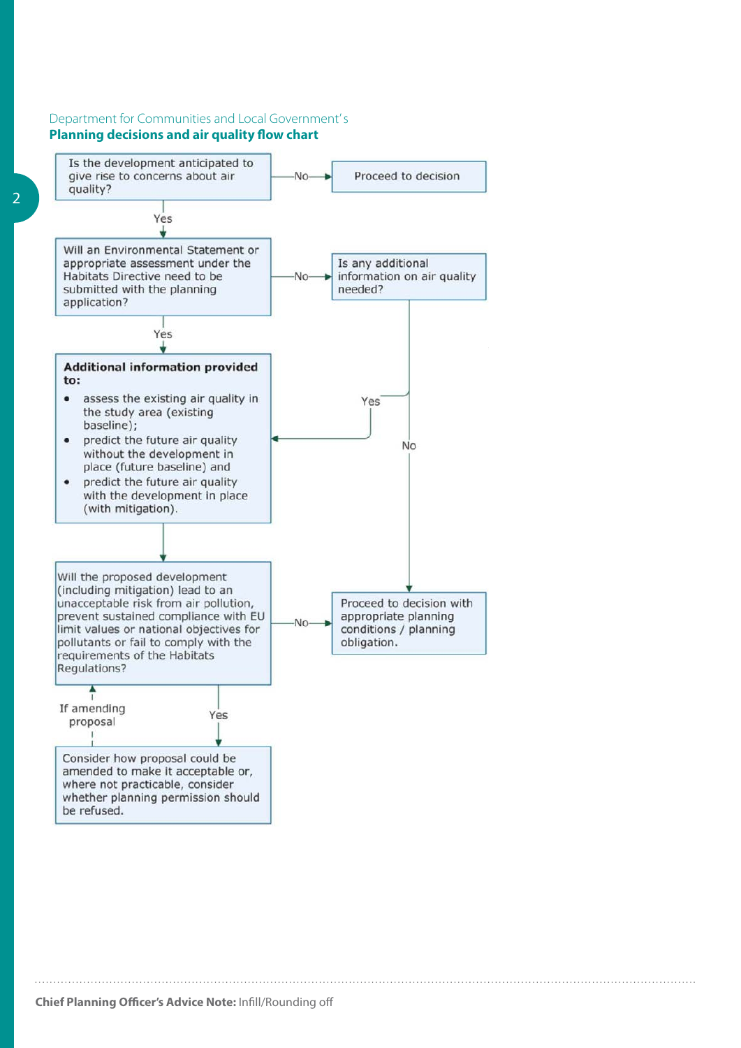Department for Communities and Local Government's
**Planning decisions and air quality flow chart**

Is the development anticipated to give rise to concerns about air quality?

No

Proceed to decision

Yes

Will an Environmental Statement or appropriate assessment under the Habitats Directive need to be submitted with the planning application?

No

Is any additional information on air quality needed?

Yes

**Additional information provided to:**

- assess the existing air quality in the study area (existing baseline);
- predict the future air quality without the development in place (future baseline) and
- predict the future air quality with the development in place (with mitigation).

Yes

No

Will the proposed development (including mitigation) lead to an unacceptable risk from air pollution, prevent sustained compliance with EU limit values or national objectives for pollutants or fail to comply with the requirements of the Habitats Regulations?

No

Proceed to decision with appropriate planning conditions / planning obligation.

If amending proposal

Yes

Consider how proposal could be amended to make it acceptable or, where not practicable, consider whether planning permission should be refused.